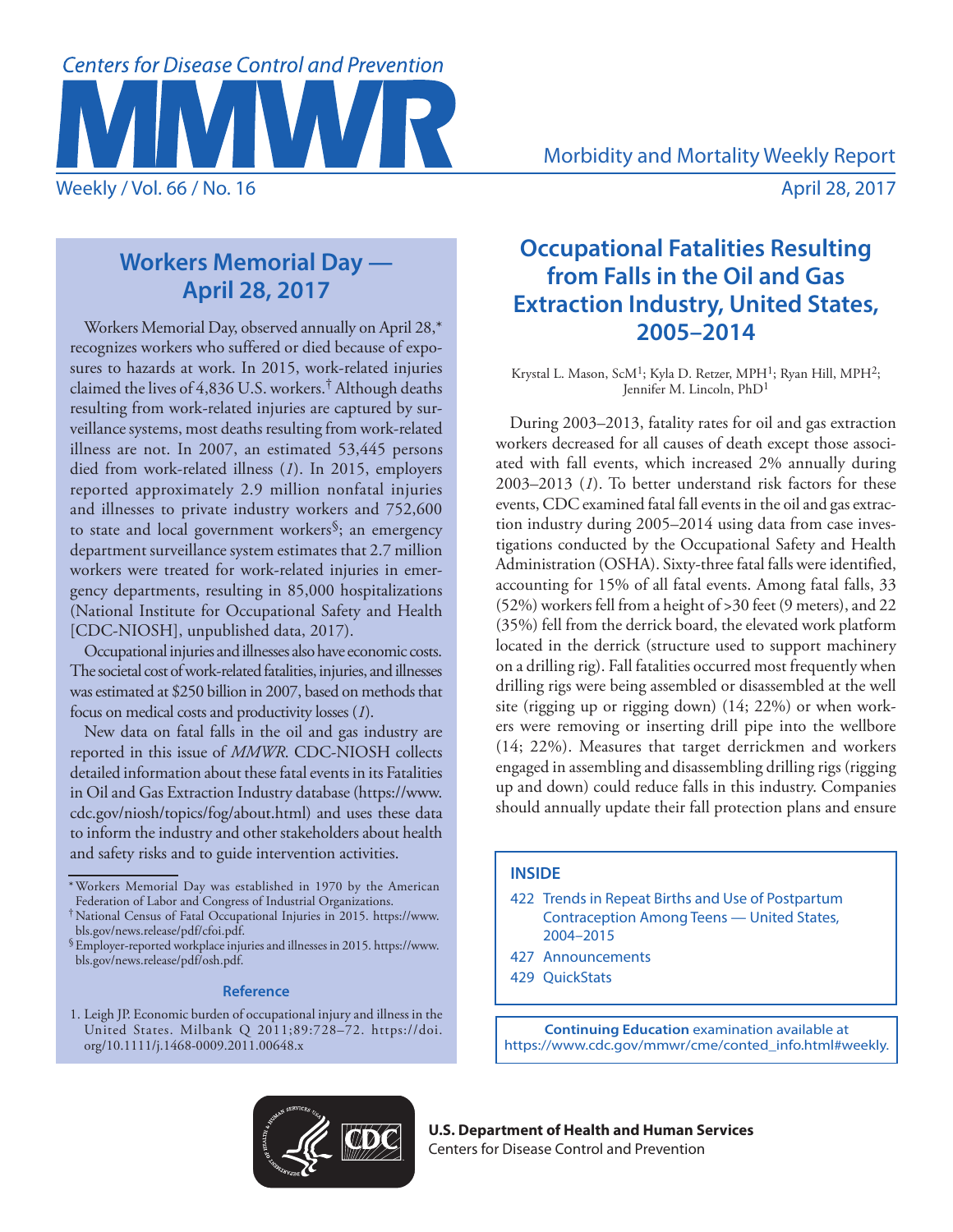# Workers Memorial Day — April 28, 2017

Workers Memorial Day, observed annually on April 28,* recognizes workers who suffered or died because of exposures to hazards at work. In 2015, work-related injuries claimed the lives of 4,836 U.S. workers.† Although deaths resulting from work-related injuries are captured by surveillance systems, most deaths resulting from work-related illness are not. In 2007, an estimated 53,445 persons died from work-related illness (*1*). In 2015, employers reported approximately 2.9 million nonfatal injuries and illnesses to private industry workers and 752,600 to state and local government workers§; an emergency department surveillance system estimates that 2.7 million workers were treated for work-related injuries in emergency departments, resulting in 85,000 hospitalizations (National Institute for Occupational Safety and Health [CDC-NIOSH], unpublished data, 2017).

Occupational injuries and illnesses also have economic costs. The societal cost of work-related fatalities, injuries, and illnesses was estimated at $250 billion in 2007, based on methods that focus on medical costs and productivity losses (*1*).

New data on fatal falls in the oil and gas industry are reported in this issue of *MMWR*. CDC-NIOSH collects detailed information about these fatal events in its Fatalities in Oil and Gas Extraction Industry database (https://www.cdc.gov/niosh/topics/fog/about.html) and uses these data to inform the industry and other stakeholders about health and safety risks and to guide intervention activities.

\* Workers Memorial Day was established in 1970 by the American Federation of Labor and Congress of Industrial Organizations.

† National Census of Fatal Occupational Injuries in 2015. https://www.bls.gov/news.release/pdf/cfoi.pdf.

§ Employer-reported workplace injuries and illnesses in 2015. https://www.bls.gov/news.release/pdf/osh.pdf.

### Reference

1. Leigh JP. Economic burden of occupational injury and illness in the United States. Milbank Q 2011;89:728–72. https://doi.org/10.1111/j.1468-0009.2011.00648.x

# Occupational Fatalities Resulting from Falls in the Oil and Gas Extraction Industry, United States, 2005–2014

Krystal L. Mason, ScM[1]; Kyla D. Retzer, MPH[1]; Ryan Hill, MPH[2]; Jennifer M. Lincoln, PhD[1]

During 2003–2013, fatality rates for oil and gas extraction workers decreased for all causes of death except those associated with fall events, which increased 2% annually during 2003–2013 (*1*). To better understand risk factors for these events, CDC examined fatal fall events in the oil and gas extraction industry during 2005–2014 using data from case investigations conducted by the Occupational Safety and Health Administration (OSHA). Sixty-three fatal falls were identified, accounting for 15% of all fatal events. Among fatal falls, 33 (52%) workers fell from a height of >30 feet (9 meters), and 22 (35%) fell from the derrick board, the elevated work platform located in the derrick (structure used to support machinery on a drilling rig). Fall fatalities occurred most frequently when drilling rigs were being assembled or disassembled at the well site (rigging up or rigging down) (14; 22%) or when workers were removing or inserting drill pipe into the wellbore (14; 22%). Measures that target derrickmen and workers engaged in assembling and disassembling drilling rigs (rigging up and down) could reduce falls in this industry. Companies should annually update their fall protection plans and ensure

**INSIDE**

- 422 Trends in Repeat Births and Use of Postpartum Contraception Among Teens — United States, 2004–2015
- 427 Announcements
- 429 QuickStats

**Continuing Education** examination available at https://www.cdc.gov/mmwr/cme/conted_info.html#weekly.

**U.S. Department of Health and Human Services**
Centers for Disease Control and Prevention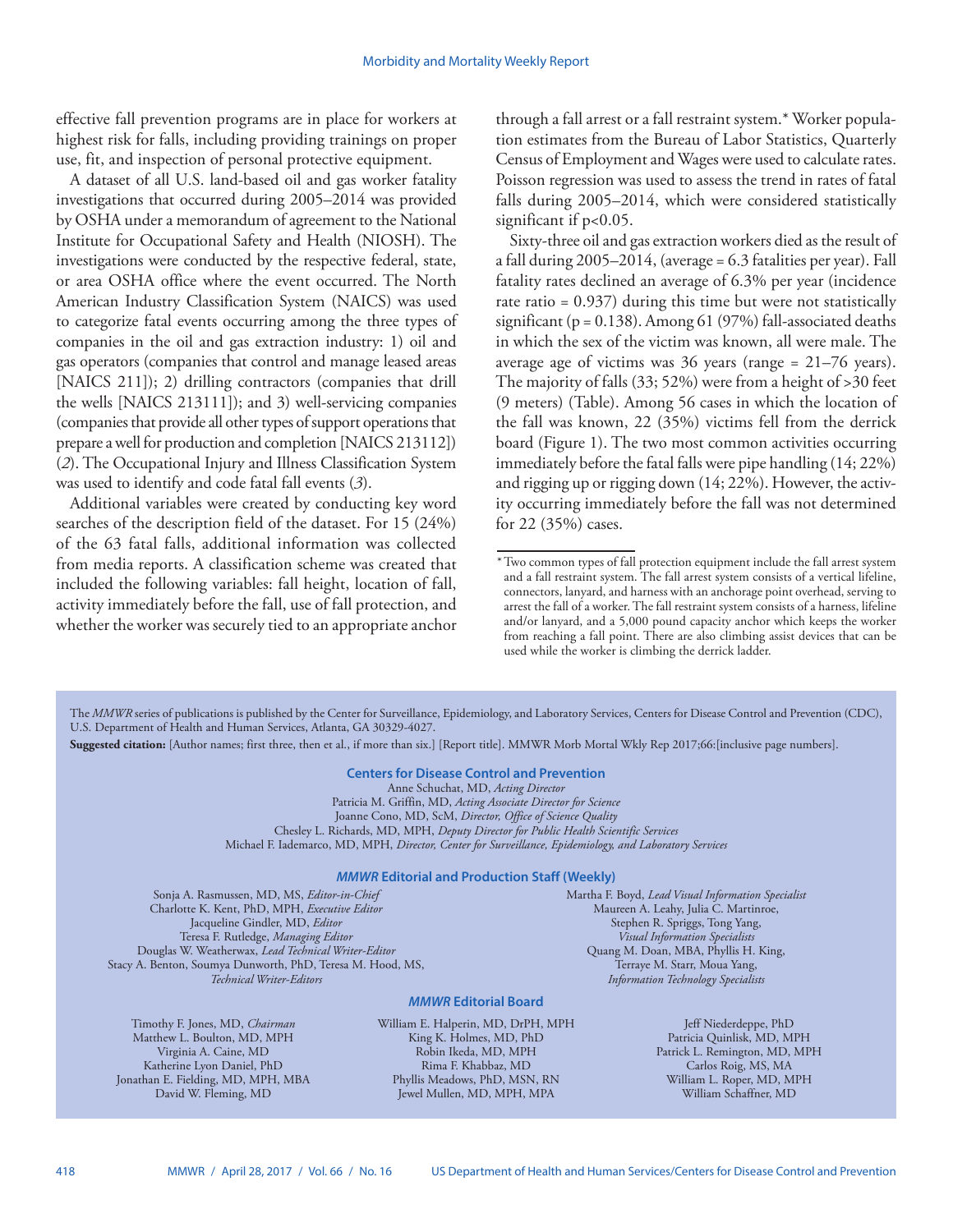effective fall prevention programs are in place for workers at highest risk for falls, including providing trainings on proper use, fit, and inspection of personal protective equipment.

A dataset of all U.S. land-based oil and gas worker fatality investigations that occurred during 2005–2014 was provided by OSHA under a memorandum of agreement to the National Institute for Occupational Safety and Health (NIOSH). The investigations were conducted by the respective federal, state, or area OSHA office where the event occurred. The North American Industry Classification System (NAICS) was used to categorize fatal events occurring among the three types of companies in the oil and gas extraction industry: 1) oil and gas operators (companies that control and manage leased areas [NAICS 211]); 2) drilling contractors (companies that drill the wells [NAICS 213111]); and 3) well-servicing companies (companies that provide all other types of support operations that prepare a well for production and completion [NAICS 213112]) (*2*). The Occupational Injury and Illness Classification System was used to identify and code fatal fall events (*3*).

Additional variables were created by conducting key word searches of the description field of the dataset. For 15 (24%) of the 63 fatal falls, additional information was collected from media reports. A classification scheme was created that included the following variables: fall height, location of fall, activity immediately before the fall, use of fall protection, and whether the worker was securely tied to an appropriate anchor through a fall arrest or a fall restraint system.* Worker population estimates from the Bureau of Labor Statistics, Quarterly Census of Employment and Wages were used to calculate rates. Poisson regression was used to assess the trend in rates of fatal falls during 2005–2014, which were considered statistically significant if $p<0.05$.

Sixty-three oil and gas extraction workers died as the result of a fall during 2005–2014, (average = 6.3 fatalities per year). Fall fatality rates declined an average of 6.3% per year (incidence rate ratio = 0.937) during this time but were not statistically significant ($p = 0.138$). Among 61 (97%) fall-associated deaths in which the sex of the victim was known, all were male. The average age of victims was 36 years (range = 21–76 years). The majority of falls (33; 52%) were from a height of >30 feet (9 meters) (Table). Among 56 cases in which the location of the fall was known, 22 (35%) victims fell from the derrick board (Figure 1). The two most common activities occurring immediately before the fatal falls were pipe handling (14; 22%) and rigging up or rigging down (14; 22%). However, the activity occurring immediately before the fall was not determined for 22 (35%) cases.

\* Two common types of fall protection equipment include the fall arrest system and a fall restraint system. The fall arrest system consists of a vertical lifeline, connectors, lanyard, and harness with an anchorage point overhead, serving to arrest the fall of a worker. The fall restraint system consists of a harness, lifeline and/or lanyard, and a 5,000 pound capacity anchor which keeps the worker from reaching a fall point. There are also climbing assist devices that can be used while the worker is climbing the derrick ladder.

---

The *MMWR* series of publications is published by the Center for Surveillance, Epidemiology, and Laboratory Services, Centers for Disease Control and Prevention (CDC), U.S. Department of Health and Human Services, Atlanta, GA 30329-4027.

**Suggested citation:** [Author names; first three, then et al., if more than six.] [Report title]. MMWR Morb Mortal Wkly Rep 2017;66:[inclusive page numbers].

**Centers for Disease Control and Prevention**

Anne Schuchat, MD, *Acting Director*
Patricia M. Griffin, MD, *Acting Associate Director for Science*
Joanne Cono, MD, ScM, *Director, Office of Science Quality*
Chesley L. Richards, MD, MPH, *Deputy Director for Public Health Scientific Services*
Michael F. Iademarco, MD, MPH, *Director, Center for Surveillance, Epidemiology, and Laboratory Services*

***MMWR* Editorial and Production Staff (Weekly)**

Sonja A. Rasmussen, MD, MS, *Editor-in-Chief*
Charlotte K. Kent, PhD, MPH, *Executive Editor*
Jacqueline Gindler, MD, *Editor*
Teresa F. Rutledge, *Managing Editor*
Douglas W. Weatherwax, *Lead Technical Writer-Editor*
Stacy A. Benton, Soumya Dunworth, PhD, Teresa M. Hood, MS, *Technical Writer-Editors*

Martha F. Boyd, *Lead Visual Information Specialist*
Maureen A. Leahy, Julia C. Martinroe, Stephen R. Spriggs, Tong Yang, *Visual Information Specialists*
Quang M. Doan, MBA, Phyllis H. King, Terraye M. Starr, Moua Yang, *Information Technology Specialists*

***MMWR* Editorial Board**

Timothy F. Jones, MD, *Chairman*
Matthew L. Boulton, MD, MPH
Virginia A. Caine, MD
Katherine Lyon Daniel, PhD
Jonathan E. Fielding, MD, MPH, MBA
David W. Fleming, MD
William E. Halperin, MD, DrPH, MPH
King K. Holmes, MD, PhD
Robin Ikeda, MD, MPH
Rima F. Khabbaz, MD
Phyllis Meadows, PhD, MSN, RN
Jewel Mullen, MD, MPH, MPA
Jeff Niederdeppe, PhD
Patricia Quinlisk, MD, MPH
Patrick L. Remington, MD, MPH
Carlos Roig, MS, MA
William L. Roper, MD, MPH
William Schaffner, MD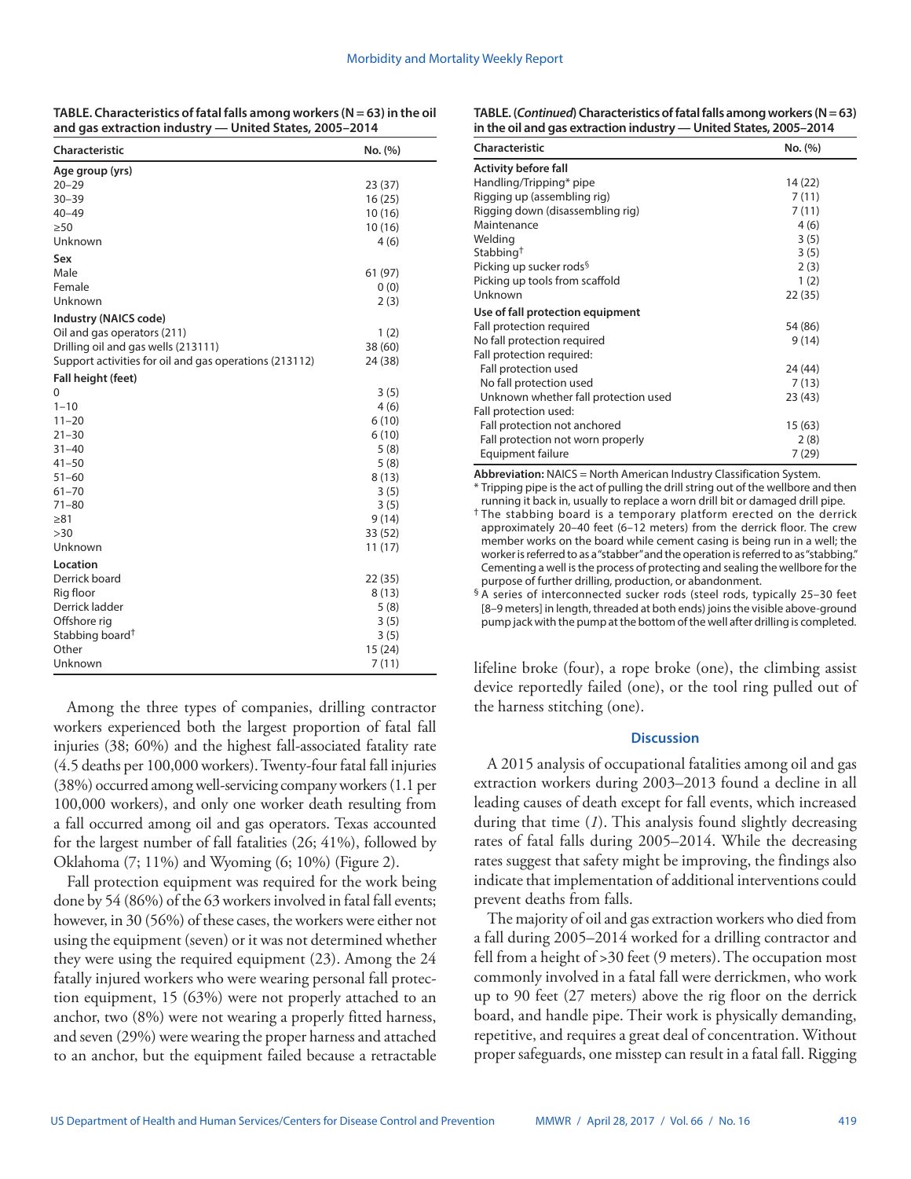**TABLE. Characteristics of fatal falls among workers (N = 63) in the oil and gas extraction industry — United States, 2005–2014**

| Characteristic | No. (%) |
|---|---|
| **Age group (yrs)** | |
| 20–29 | 23 (37) |
| 30–39 | 16 (25) |
| 40–49 | 10 (16) |
| ≥50 | 10 (16) |
| Unknown | 4 (6) |
| **Sex** | |
| Male | 61 (97) |
| Female | 0 (0) |
| Unknown | 2 (3) |
| **Industry (NAICS code)** | |
| Oil and gas operators (211) | 1 (2) |
| Drilling oil and gas wells (213111) | 38 (60) |
| Support activities for oil and gas operations (213112) | 24 (38) |
| **Fall height (feet)** | |
| 0 | 3 (5) |
| 1–10 | 4 (6) |
| 11–20 | 6 (10) |
| 21–30 | 6 (10) |
| 31–40 | 5 (8) |
| 41–50 | 5 (8) |
| 51–60 | 8 (13) |
| 61–70 | 3 (5) |
| 71–80 | 3 (5) |
| ≥81 | 9 (14) |
| >30 | 33 (52) |
| Unknown | 11 (17) |
| **Location** | |
| Derrick board | 22 (35) |
| Rig floor | 8 (13) |
| Derrick ladder | 5 (8) |
| Offshore rig | 3 (5) |
| Stabbing board† | 3 (5) |
| Other | 15 (24) |
| Unknown | 7 (11) |
| **Activity before fall** | |
| Handling/Tripping* pipe | 14 (22) |
| Rigging up (assembling rig) | 7 (11) |
| Rigging down (disassembling rig) | 7 (11) |
| Maintenance | 4 (6) |
| Welding | 3 (5) |
| Stabbing† | 3 (5) |
| Picking up sucker rods§ | 2 (3) |
| Picking up tools from scaffold | 1 (2) |
| Unknown | 22 (35) |
| **Use of fall protection equipment** | |
| Fall protection required | 54 (86) |
| No fall protection required | 9 (14) |
| Fall protection required: | |
| Fall protection used | 24 (44) |
| No fall protection used | 7 (13) |
| Unknown whether fall protection used | 23 (43) |
| Fall protection used: | |
| Fall protection not anchored | 15 (63) |
| Fall protection not worn properly | 2 (8) |
| Equipment failure | 7 (29) |

**Abbreviation:** NAICS = North American Industry Classification System.

\* Tripping pipe is the act of pulling the drill string out of the wellbore and then running it back in, usually to replace a worn drill bit or damaged drill pipe.

† The stabbing board is a temporary platform erected on the derrick approximately 20–40 feet (6–12 meters) from the derrick floor. The crew member works on the board while cement casing is being run in a well; the worker is referred to as a "stabber" and the operation is referred to as "stabbing." Cementing a well is the process of protecting and sealing the wellbore for the purpose of further drilling, production, or abandonment.

§ A series of interconnected sucker rods (steel rods, typically 25–30 feet [8–9 meters] in length, threaded at both ends) joins the visible above-ground pump jack with the pump at the bottom of the well after drilling is completed.

Among the three types of companies, drilling contractor workers experienced both the largest proportion of fatal fall injuries (38; 60%) and the highest fall-associated fatality rate (4.5 deaths per 100,000 workers). Twenty-four fatal fall injuries (38%) occurred among well-servicing company workers (1.1 per 100,000 workers), and only one worker death resulting from a fall occurred among oil and gas operators. Texas accounted for the largest number of fall fatalities (26; 41%), followed by Oklahoma (7; 11%) and Wyoming (6; 10%) (Figure 2).

Fall protection equipment was required for the work being done by 54 (86%) of the 63 workers involved in fatal fall events; however, in 30 (56%) of these cases, the workers were either not using the equipment (seven) or it was not determined whether they were using the required equipment (23). Among the 24 fatally injured workers who were wearing personal fall protection equipment, 15 (63%) were not properly attached to an anchor, two (8%) were not wearing a properly fitted harness, and seven (29%) were wearing the proper harness and attached to an anchor, but the equipment failed because a retractable lifeline broke (four), a rope broke (one), the climbing assist device reportedly failed (one), or the tool ring pulled out of the harness stitching (one).

## Discussion

A 2015 analysis of occupational fatalities among oil and gas extraction workers during 2003–2013 found a decline in all leading causes of death except for fall events, which increased during that time (*1*). This analysis found slightly decreasing rates of fatal falls during 2005–2014. While the decreasing rates suggest that safety might be improving, the findings also indicate that implementation of additional interventions could prevent deaths from falls.

The majority of oil and gas extraction workers who died from a fall during 2005–2014 worked for a drilling contractor and fell from a height of >30 feet (9 meters). The occupation most commonly involved in a fatal fall were derrickmen, who work up to 90 feet (27 meters) above the rig floor on the derrick board, and handle pipe. Their work is physically demanding, repetitive, and requires a great deal of concentration. Without proper safeguards, one misstep can result in a fatal fall. Rigging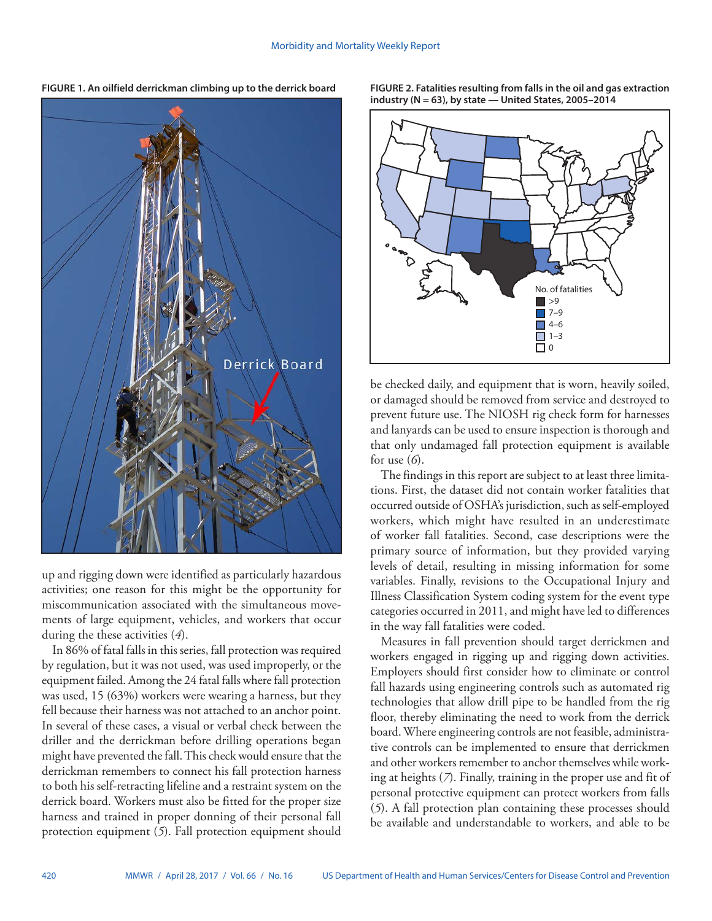**FIGURE 1. An oilfield derrickman climbing up to the derrick board**

**FIGURE 2. Fatalities resulting from falls in the oil and gas extraction industry (N = 63), by state — United States, 2005–2014**

up and rigging down were identified as particularly hazardous activities; one reason for this might be the opportunity for miscommunication associated with the simultaneous movements of large equipment, vehicles, and workers that occur during the these activities (*4*).

In 86% of fatal falls in this series, fall protection was required by regulation, but it was not used, was used improperly, or the equipment failed. Among the 24 fatal falls where fall protection was used, 15 (63%) workers were wearing a harness, but they fell because their harness was not attached to an anchor point. In several of these cases, a visual or verbal check between the driller and the derrickman before drilling operations began might have prevented the fall. This check would ensure that the derrickman remembers to connect his fall protection harness to both his self-retracting lifeline and a restraint system on the derrick board. Workers must also be fitted for the proper size harness and trained in proper donning of their personal fall protection equipment (*5*). Fall protection equipment should be checked daily, and equipment that is worn, heavily soiled, or damaged should be removed from service and destroyed to prevent future use. The NIOSH rig check form for harnesses and lanyards can be used to ensure inspection is thorough and that only undamaged fall protection equipment is available for use (*6*).

The findings in this report are subject to at least three limitations. First, the dataset did not contain worker fatalities that occurred outside of OSHA's jurisdiction, such as self-employed workers, which might have resulted in an underestimate of worker fall fatalities. Second, case descriptions were the primary source of information, but they provided varying levels of detail, resulting in missing information for some variables. Finally, revisions to the Occupational Injury and Illness Classification System coding system for the event type categories occurred in 2011, and might have led to differences in the way fall fatalities were coded.

Measures in fall prevention should target derrickmen and workers engaged in rigging up and rigging down activities. Employers should first consider how to eliminate or control fall hazards using engineering controls such as automated rig technologies that allow drill pipe to be handled from the rig floor, thereby eliminating the need to work from the derrick board. Where engineering controls are not feasible, administrative controls can be implemented to ensure that derrickmen and other workers remember to anchor themselves while working at heights (*7*). Finally, training in the proper use and fit of personal protective equipment can protect workers from falls (*5*). A fall protection plan containing these processes should be available and understandable to workers, and able to be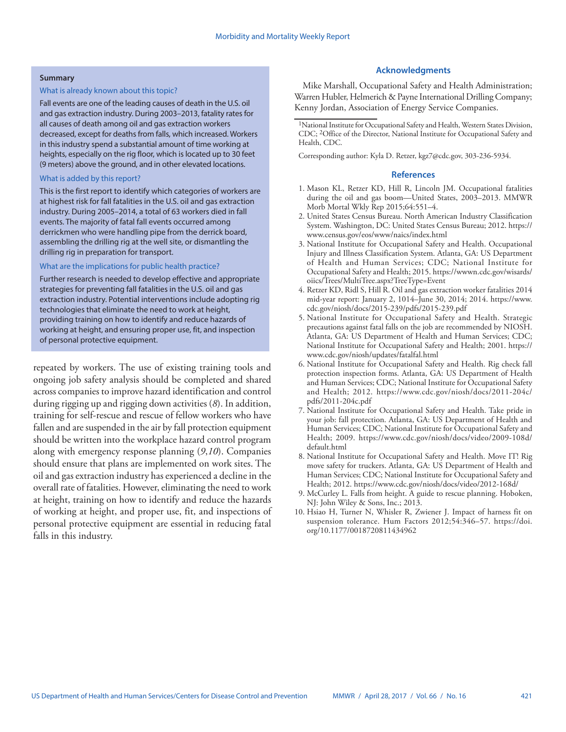**Summary**

What is already known about this topic?

Fall events are one of the leading causes of death in the U.S. oil and gas extraction industry. During 2003–2013, fatality rates for all causes of death among oil and gas extraction workers decreased, except for deaths from falls, which increased. Workers in this industry spend a substantial amount of time working at heights, especially on the rig floor, which is located up to 30 feet (9 meters) above the ground, and in other elevated locations.

What is added by this report?

This is the first report to identify which categories of workers are at highest risk for fall fatalities in the U.S. oil and gas extraction industry. During 2005–2014, a total of 63 workers died in fall events. The majority of fatal fall events occurred among derrickmen who were handling pipe from the derrick board, assembling the drilling rig at the well site, or dismantling the drilling rig in preparation for transport.

What are the implications for public health practice?

Further research is needed to develop effective and appropriate strategies for preventing fall fatalities in the U.S. oil and gas extraction industry. Potential interventions include adopting rig technologies that eliminate the need to work at height, providing training on how to identify and reduce hazards of working at height, and ensuring proper use, fit, and inspection of personal protective equipment.

repeated by workers. The use of existing training tools and ongoing job safety analysis should be completed and shared across companies to improve hazard identification and control during rigging up and rigging down activities (*8*). In addition, training for self-rescue and rescue of fellow workers who have fallen and are suspended in the air by fall protection equipment should be written into the workplace hazard control program along with emergency response planning (*9*,*10*). Companies should ensure that plans are implemented on work sites. The oil and gas extraction industry has experienced a decline in the overall rate of fatalities. However, eliminating the need to work at height, training on how to identify and reduce the hazards of working at height, and proper use, fit, and inspections of personal protective equipment are essential in reducing fatal falls in this industry.

## Acknowledgments

Mike Marshall, Occupational Safety and Health Administration; Warren Hubler, Helmerich & Payne International Drilling Company; Kenny Jordan, Association of Energy Service Companies.

[1]National Institute for Occupational Safety and Health, Western States Division, CDC; [2]Office of the Director, National Institute for Occupational Safety and Health, CDC.

Corresponding author: Kyla D. Retzer, kgz7@cdc.gov, 303-236-5934.

## References

1. Mason KL, Retzer KD, Hill R, Lincoln JM. Occupational fatalities during the oil and gas boom—United States, 2003–2013. MMWR Morb Mortal Wkly Rep 2015;64:551–4.
2. United States Census Bureau. North American Industry Classification System. Washington, DC: United States Census Bureau; 2012. https://www.census.gov/eos/www/naics/index.html
3. National Institute for Occupational Safety and Health. Occupational Injury and Illness Classification System. Atlanta, GA: US Department of Health and Human Services; CDC; National Institute for Occupational Safety and Health; 2015. https://wwwn.cdc.gov/wisards/oiics/Trees/MultiTree.aspx?TreeType=Event
4. Retzer KD, Ridl S, Hill R. Oil and gas extraction worker fatalities 2014 mid-year report: January 2, 1014–June 30, 2014; 2014. https://www.cdc.gov/niosh/docs/2015-239/pdfs/2015-239.pdf
5. National Institute for Occupational Safety and Health. Strategic precautions against fatal falls on the job are recommended by NIOSH. Atlanta, GA: US Department of Health and Human Services; CDC; National Institute for Occupational Safety and Health; 2001. https://www.cdc.gov/niosh/updates/fatalfal.html
6. National Institute for Occupational Safety and Health. Rig check fall protection inspection forms. Atlanta, GA: US Department of Health and Human Services; CDC; National Institute for Occupational Safety and Health; 2012. https://www.cdc.gov/niosh/docs/2011-204c/pdfs/2011-204c.pdf
7. National Institute for Occupational Safety and Health. Take pride in your job: fall protection. Atlanta, GA: US Department of Health and Human Services; CDC; National Institute for Occupational Safety and Health; 2009. https://www.cdc.gov/niosh/docs/video/2009-108d/default.html
8. National Institute for Occupational Safety and Health. Move IT! Rig move safety for truckers. Atlanta, GA: US Department of Health and Human Services; CDC; National Institute for Occupational Safety and Health; 2012. https://www.cdc.gov/niosh/docs/video/2012-168d/
9. McCurley L. Falls from height. A guide to rescue planning. Hoboken, NJ: John Wiley & Sons, Inc.; 2013.
10. Hsiao H, Turner N, Whisler R, Zwiener J. Impact of harness fit on suspension tolerance. Hum Factors 2012;54:346–57. https://doi.org/10.1177/0018720811434962